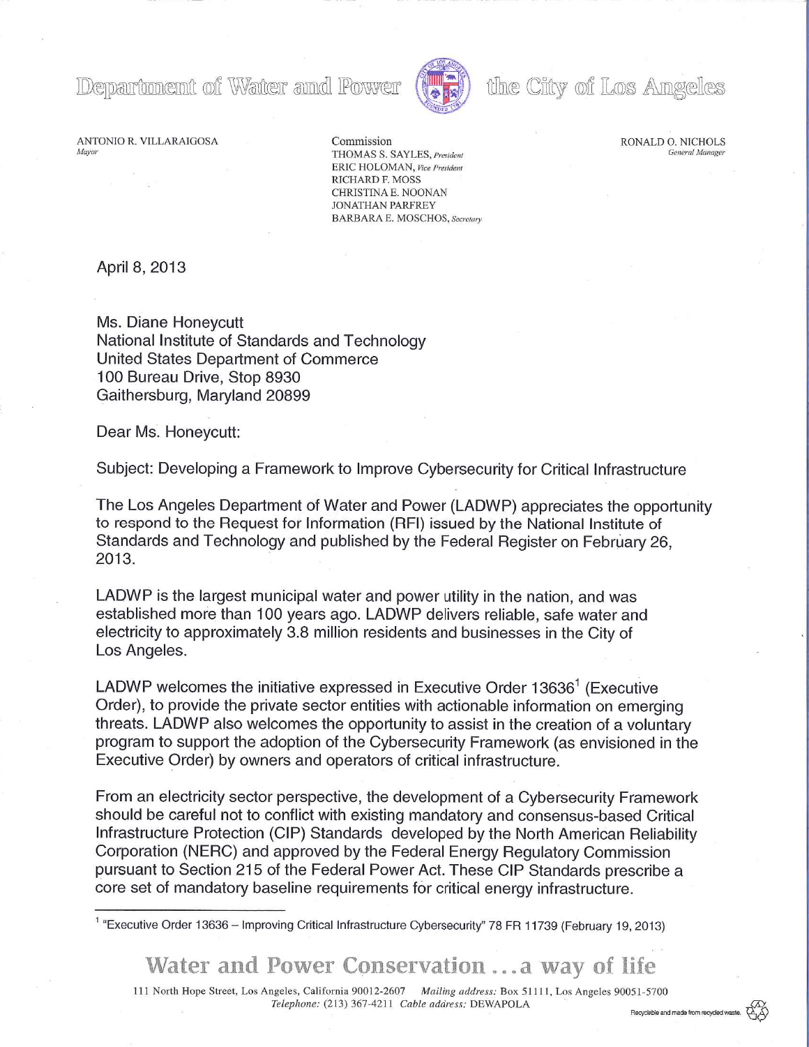# Department of Water and Power the City of Los Angeles

ANTONIO R. VILLARAIGOSA
*Mayor*

Commission
THOMAS S. SAYLES, *President*
ERIC HOLOMAN, *Vice President*
RICHARD F. MOSS
CHRISTINA E. NOONAN
JONATHAN PARFREY
BARBARA E. MOSCHOS, *Secretary*

RONALD O. NICHOLS
*General Manager*

April 8, 2013

Ms. Diane Honeycutt
National Institute of Standards and Technology
United States Department of Commerce
100 Bureau Drive, Stop 8930
Gaithersburg, Maryland 20899

Dear Ms. Honeycutt:

Subject: Developing a Framework to Improve Cybersecurity for Critical Infrastructure

The Los Angeles Department of Water and Power (LADWP) appreciates the opportunity to respond to the Request for Information (RFI) issued by the National Institute of Standards and Technology and published by the Federal Register on February 26, 2013.

LADWP is the largest municipal water and power utility in the nation, and was established more than 100 years ago. LADWP delivers reliable, safe water and electricity to approximately 3.8 million residents and businesses in the City of Los Angeles.

LADWP welcomes the initiative expressed in Executive Order 13636[1] (Executive Order), to provide the private sector entities with actionable information on emerging threats. LADWP also welcomes the opportunity to assist in the creation of a voluntary program to support the adoption of the Cybersecurity Framework (as envisioned in the Executive Order) by owners and operators of critical infrastructure.

From an electricity sector perspective, the development of a Cybersecurity Framework should be careful not to conflict with existing mandatory and consensus-based Critical Infrastructure Protection (CIP) Standards developed by the North American Reliability Corporation (NERC) and approved by the Federal Energy Regulatory Commission pursuant to Section 215 of the Federal Power Act. These CIP Standards prescribe a core set of mandatory baseline requirements for critical energy infrastructure.

[1] "Executive Order 13636 – Improving Critical Infrastructure Cybersecurity" 78 FR 11739 (February 19, 2013)

Water and Power Conservation ... a way of life

111 North Hope Street, Los Angeles, California 90012-2607 *Mailing address:* Box 51111, Los Angeles 90051-5700
*Telephone:* (213) 367-4211 *Cable address:* DEWAPOLA

Recyclable and made from recycled waste.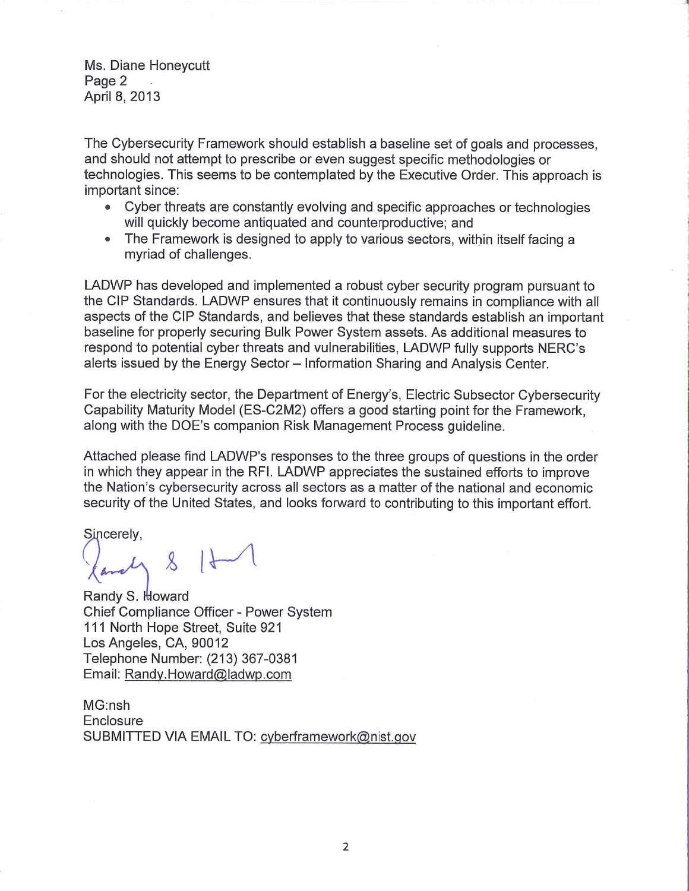Ms. Diane Honeycutt
Page 2
April 8, 2013

The Cybersecurity Framework should establish a baseline set of goals and processes, and should not attempt to prescribe or even suggest specific methodologies or technologies. This seems to be contemplated by the Executive Order. This approach is important since:

- Cyber threats are constantly evolving and specific approaches or technologies will quickly become antiquated and counterproductive; and
- The Framework is designed to apply to various sectors, within itself facing a myriad of challenges.

LADWP has developed and implemented a robust cyber security program pursuant to the CIP Standards. LADWP ensures that it continuously remains in compliance with all aspects of the CIP Standards, and believes that these standards establish an important baseline for properly securing Bulk Power System assets. As additional measures to respond to potential cyber threats and vulnerabilities, LADWP fully supports NERC's alerts issued by the Energy Sector – Information Sharing and Analysis Center.

For the electricity sector, the Department of Energy's, Electric Subsector Cybersecurity Capability Maturity Model (ES-C2M2) offers a good starting point for the Framework, along with the DOE's companion Risk Management Process guideline.

Attached please find LADWP's responses to the three groups of questions in the order in which they appear in the RFI. LADWP appreciates the sustained efforts to improve the Nation's cybersecurity across all sectors as a matter of the national and economic security of the United States, and looks forward to contributing to this important effort.

Sincerely,

Randy S. Howard
Chief Compliance Officer - Power System
111 North Hope Street, Suite 921
Los Angeles, CA, 90012
Telephone Number: (213) 367-0381
Email: Randy.Howard@ladwp.com

MG:nsh
Enclosure
SUBMITTED VIA EMAIL TO: cyberframework@nist.gov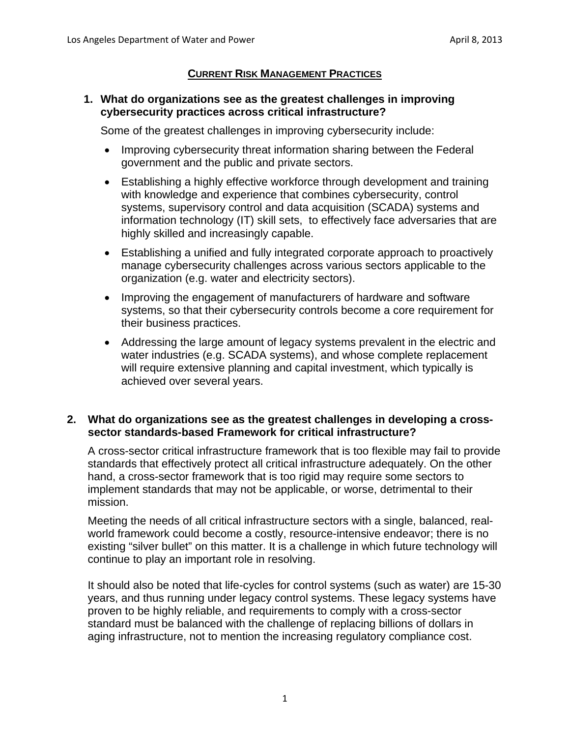## CURRENT RISK MANAGEMENT PRACTICES

**1. What do organizations see as the greatest challenges in improving cybersecurity practices across critical infrastructure?**

Some of the greatest challenges in improving cybersecurity include:

- Improving cybersecurity threat information sharing between the Federal government and the public and private sectors.
- Establishing a highly effective workforce through development and training with knowledge and experience that combines cybersecurity, control systems, supervisory control and data acquisition (SCADA) systems and information technology (IT) skill sets, to effectively face adversaries that are highly skilled and increasingly capable.
- Establishing a unified and fully integrated corporate approach to proactively manage cybersecurity challenges across various sectors applicable to the organization (e.g. water and electricity sectors).
- Improving the engagement of manufacturers of hardware and software systems, so that their cybersecurity controls become a core requirement for their business practices.
- Addressing the large amount of legacy systems prevalent in the electric and water industries (e.g. SCADA systems), and whose complete replacement will require extensive planning and capital investment, which typically is achieved over several years.

**2. What do organizations see as the greatest challenges in developing a cross-sector standards-based Framework for critical infrastructure?**

A cross-sector critical infrastructure framework that is too flexible may fail to provide standards that effectively protect all critical infrastructure adequately. On the other hand, a cross-sector framework that is too rigid may require some sectors to implement standards that may not be applicable, or worse, detrimental to their mission.

Meeting the needs of all critical infrastructure sectors with a single, balanced, real-world framework could become a costly, resource-intensive endeavor; there is no existing "silver bullet" on this matter. It is a challenge in which future technology will continue to play an important role in resolving.

It should also be noted that life-cycles for control systems (such as water) are 15-30 years, and thus running under legacy control systems. These legacy systems have proven to be highly reliable, and requirements to comply with a cross-sector standard must be balanced with the challenge of replacing billions of dollars in aging infrastructure, not to mention the increasing regulatory compliance cost.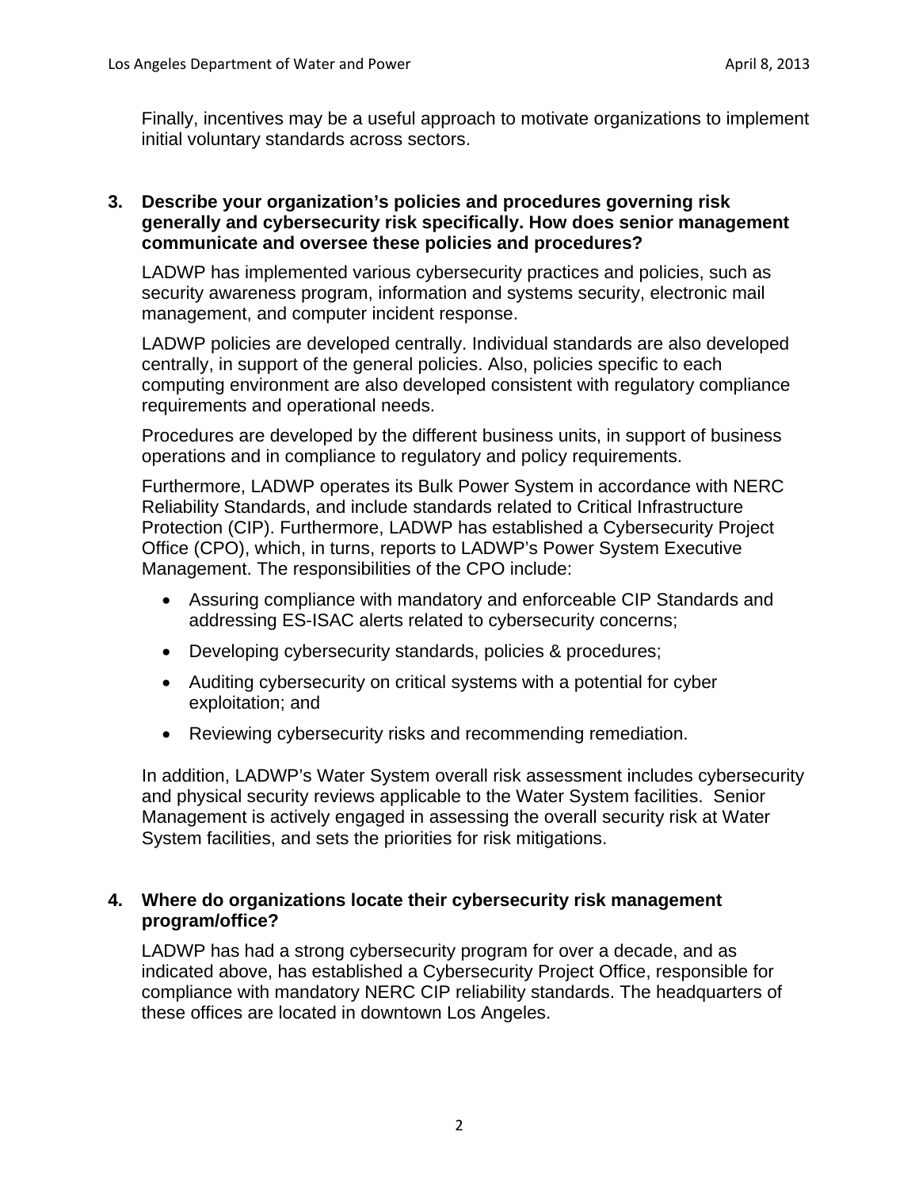Finally, incentives may be a useful approach to motivate organizations to implement initial voluntary standards across sectors.

**3. Describe your organization's policies and procedures governing risk generally and cybersecurity risk specifically. How does senior management communicate and oversee these policies and procedures?**

LADWP has implemented various cybersecurity practices and policies, such as security awareness program, information and systems security, electronic mail management, and computer incident response.

LADWP policies are developed centrally. Individual standards are also developed centrally, in support of the general policies. Also, policies specific to each computing environment are also developed consistent with regulatory compliance requirements and operational needs.

Procedures are developed by the different business units, in support of business operations and in compliance to regulatory and policy requirements.

Furthermore, LADWP operates its Bulk Power System in accordance with NERC Reliability Standards, and include standards related to Critical Infrastructure Protection (CIP). Furthermore, LADWP has established a Cybersecurity Project Office (CPO), which, in turns, reports to LADWP's Power System Executive Management. The responsibilities of the CPO include:

- Assuring compliance with mandatory and enforceable CIP Standards and addressing ES-ISAC alerts related to cybersecurity concerns;
- Developing cybersecurity standards, policies & procedures;
- Auditing cybersecurity on critical systems with a potential for cyber exploitation; and
- Reviewing cybersecurity risks and recommending remediation.

In addition, LADWP's Water System overall risk assessment includes cybersecurity and physical security reviews applicable to the Water System facilities. Senior Management is actively engaged in assessing the overall security risk at Water System facilities, and sets the priorities for risk mitigations.

**4. Where do organizations locate their cybersecurity risk management program/office?**

LADWP has had a strong cybersecurity program for over a decade, and as indicated above, has established a Cybersecurity Project Office, responsible for compliance with mandatory NERC CIP reliability standards. The headquarters of these offices are located in downtown Los Angeles.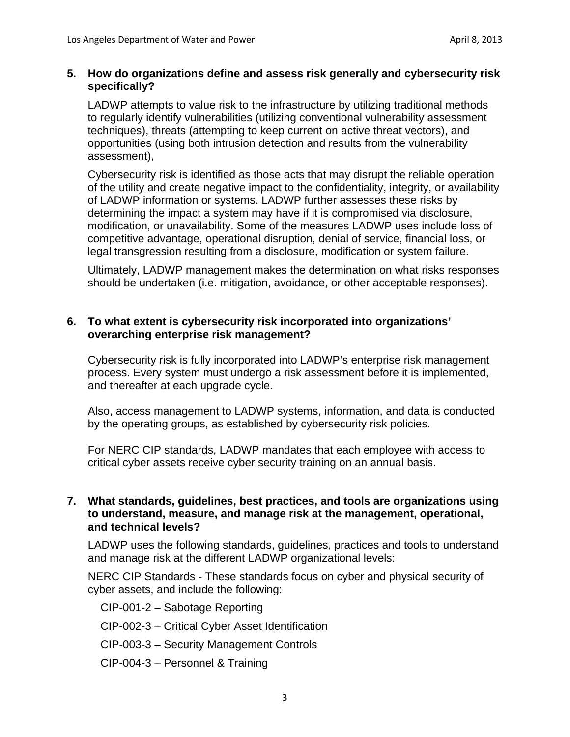**5. How do organizations define and assess risk generally and cybersecurity risk specifically?**

LADWP attempts to value risk to the infrastructure by utilizing traditional methods to regularly identify vulnerabilities (utilizing conventional vulnerability assessment techniques), threats (attempting to keep current on active threat vectors), and opportunities (using both intrusion detection and results from the vulnerability assessment),

Cybersecurity risk is identified as those acts that may disrupt the reliable operation of the utility and create negative impact to the confidentiality, integrity, or availability of LADWP information or systems. LADWP further assesses these risks by determining the impact a system may have if it is compromised via disclosure, modification, or unavailability. Some of the measures LADWP uses include loss of competitive advantage, operational disruption, denial of service, financial loss, or legal transgression resulting from a disclosure, modification or system failure.

Ultimately, LADWP management makes the determination on what risks responses should be undertaken (i.e. mitigation, avoidance, or other acceptable responses).

**6. To what extent is cybersecurity risk incorporated into organizations' overarching enterprise risk management?**

Cybersecurity risk is fully incorporated into LADWP's enterprise risk management process. Every system must undergo a risk assessment before it is implemented, and thereafter at each upgrade cycle.

Also, access management to LADWP systems, information, and data is conducted by the operating groups, as established by cybersecurity risk policies.

For NERC CIP standards, LADWP mandates that each employee with access to critical cyber assets receive cyber security training on an annual basis.

**7. What standards, guidelines, best practices, and tools are organizations using to understand, measure, and manage risk at the management, operational, and technical levels?**

LADWP uses the following standards, guidelines, practices and tools to understand and manage risk at the different LADWP organizational levels:

NERC CIP Standards - These standards focus on cyber and physical security of cyber assets, and include the following:

- CIP-001-2 – Sabotage Reporting
- CIP-002-3 – Critical Cyber Asset Identification
- CIP-003-3 – Security Management Controls
- CIP-004-3 – Personnel & Training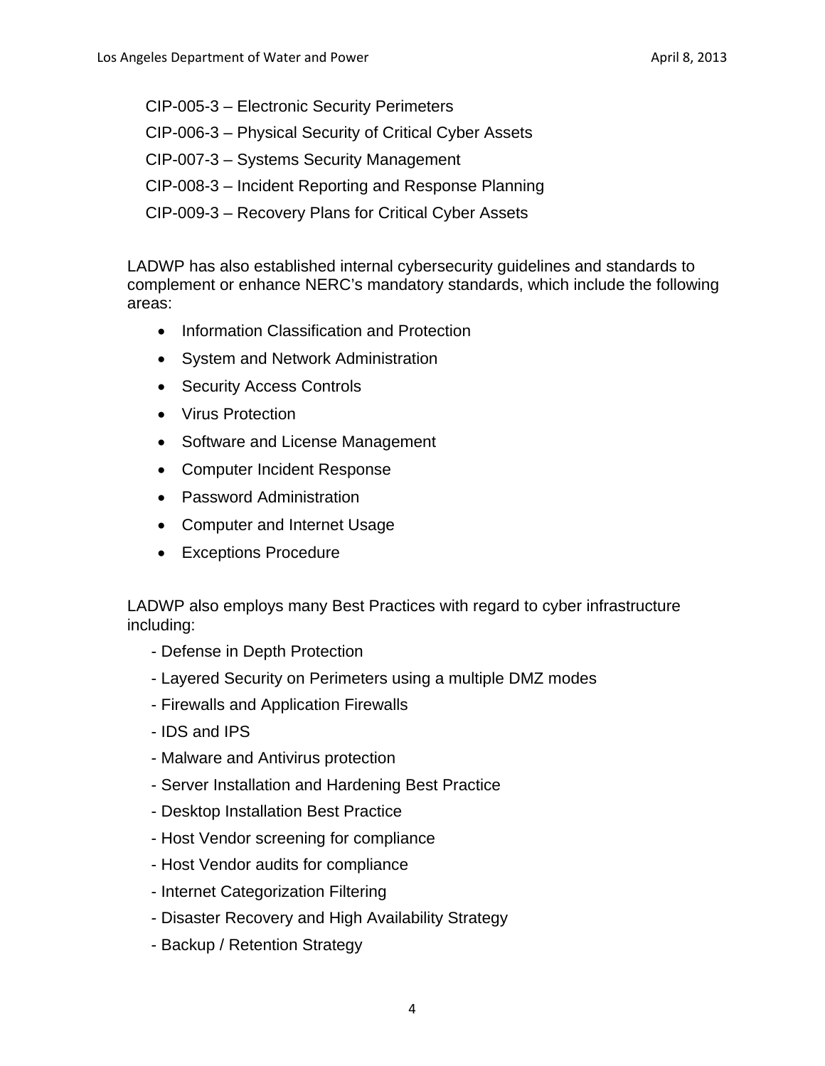CIP-005-3 – Electronic Security Perimeters

CIP-006-3 – Physical Security of Critical Cyber Assets

CIP-007-3 – Systems Security Management

CIP-008-3 – Incident Reporting and Response Planning

CIP-009-3 – Recovery Plans for Critical Cyber Assets

LADWP has also established internal cybersecurity guidelines and standards to complement or enhance NERC's mandatory standards, which include the following areas:

- Information Classification and Protection
- System and Network Administration
- Security Access Controls
- Virus Protection
- Software and License Management
- Computer Incident Response
- Password Administration
- Computer and Internet Usage
- Exceptions Procedure

LADWP also employs many Best Practices with regard to cyber infrastructure including:

- Defense in Depth Protection
- Layered Security on Perimeters using a multiple DMZ modes
- Firewalls and Application Firewalls
- IDS and IPS
- Malware and Antivirus protection
- Server Installation and Hardening Best Practice
- Desktop Installation Best Practice
- Host Vendor screening for compliance
- Host Vendor audits for compliance
- Internet Categorization Filtering
- Disaster Recovery and High Availability Strategy
- Backup / Retention Strategy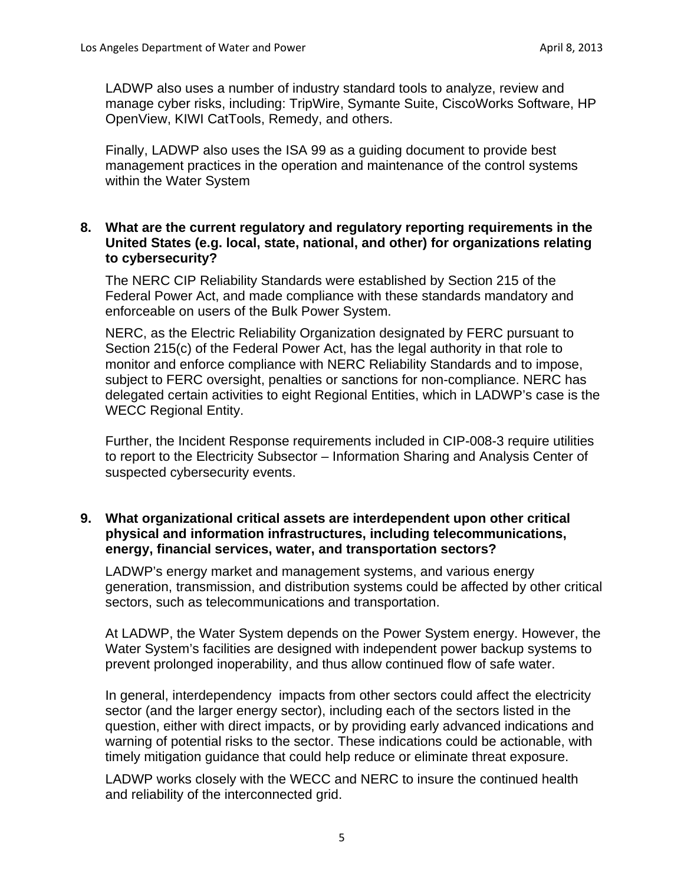LADWP also uses a number of industry standard tools to analyze, review and manage cyber risks, including: TripWire, Symante Suite, CiscoWorks Software, HP OpenView, KIWI CatTools, Remedy, and others.

Finally, LADWP also uses the ISA 99 as a guiding document to provide best management practices in the operation and maintenance of the control systems within the Water System

**8. What are the current regulatory and regulatory reporting requirements in the United States (e.g. local, state, national, and other) for organizations relating to cybersecurity?**

The NERC CIP Reliability Standards were established by Section 215 of the Federal Power Act, and made compliance with these standards mandatory and enforceable on users of the Bulk Power System.

NERC, as the Electric Reliability Organization designated by FERC pursuant to Section 215(c) of the Federal Power Act, has the legal authority in that role to monitor and enforce compliance with NERC Reliability Standards and to impose, subject to FERC oversight, penalties or sanctions for non-compliance. NERC has delegated certain activities to eight Regional Entities, which in LADWP's case is the WECC Regional Entity.

Further, the Incident Response requirements included in CIP-008-3 require utilities to report to the Electricity Subsector – Information Sharing and Analysis Center of suspected cybersecurity events.

**9. What organizational critical assets are interdependent upon other critical physical and information infrastructures, including telecommunications, energy, financial services, water, and transportation sectors?**

LADWP's energy market and management systems, and various energy generation, transmission, and distribution systems could be affected by other critical sectors, such as telecommunications and transportation.

At LADWP, the Water System depends on the Power System energy. However, the Water System's facilities are designed with independent power backup systems to prevent prolonged inoperability, and thus allow continued flow of safe water.

In general, interdependency impacts from other sectors could affect the electricity sector (and the larger energy sector), including each of the sectors listed in the question, either with direct impacts, or by providing early advanced indications and warning of potential risks to the sector. These indications could be actionable, with timely mitigation guidance that could help reduce or eliminate threat exposure.

LADWP works closely with the WECC and NERC to insure the continued health and reliability of the interconnected grid.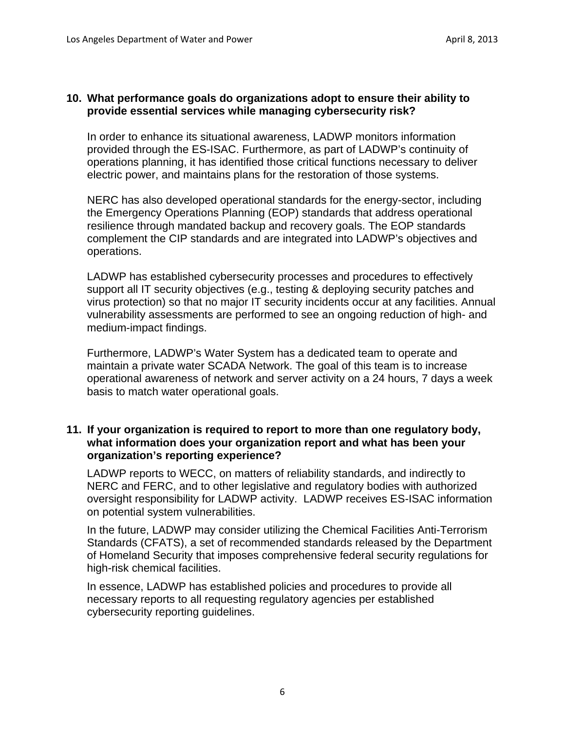**10. What performance goals do organizations adopt to ensure their ability to provide essential services while managing cybersecurity risk?**

In order to enhance its situational awareness, LADWP monitors information provided through the ES-ISAC. Furthermore, as part of LADWP's continuity of operations planning, it has identified those critical functions necessary to deliver electric power, and maintains plans for the restoration of those systems.

NERC has also developed operational standards for the energy-sector, including the Emergency Operations Planning (EOP) standards that address operational resilience through mandated backup and recovery goals. The EOP standards complement the CIP standards and are integrated into LADWP's objectives and operations.

LADWP has established cybersecurity processes and procedures to effectively support all IT security objectives (e.g., testing & deploying security patches and virus protection) so that no major IT security incidents occur at any facilities. Annual vulnerability assessments are performed to see an ongoing reduction of high- and medium-impact findings.

Furthermore, LADWP's Water System has a dedicated team to operate and maintain a private water SCADA Network. The goal of this team is to increase operational awareness of network and server activity on a 24 hours, 7 days a week basis to match water operational goals.

**11. If your organization is required to report to more than one regulatory body, what information does your organization report and what has been your organization's reporting experience?**

LADWP reports to WECC, on matters of reliability standards, and indirectly to NERC and FERC, and to other legislative and regulatory bodies with authorized oversight responsibility for LADWP activity. LADWP receives ES-ISAC information on potential system vulnerabilities.

In the future, LADWP may consider utilizing the Chemical Facilities Anti-Terrorism Standards (CFATS), a set of recommended standards released by the Department of Homeland Security that imposes comprehensive federal security regulations for high-risk chemical facilities.

In essence, LADWP has established policies and procedures to provide all necessary reports to all requesting regulatory agencies per established cybersecurity reporting guidelines.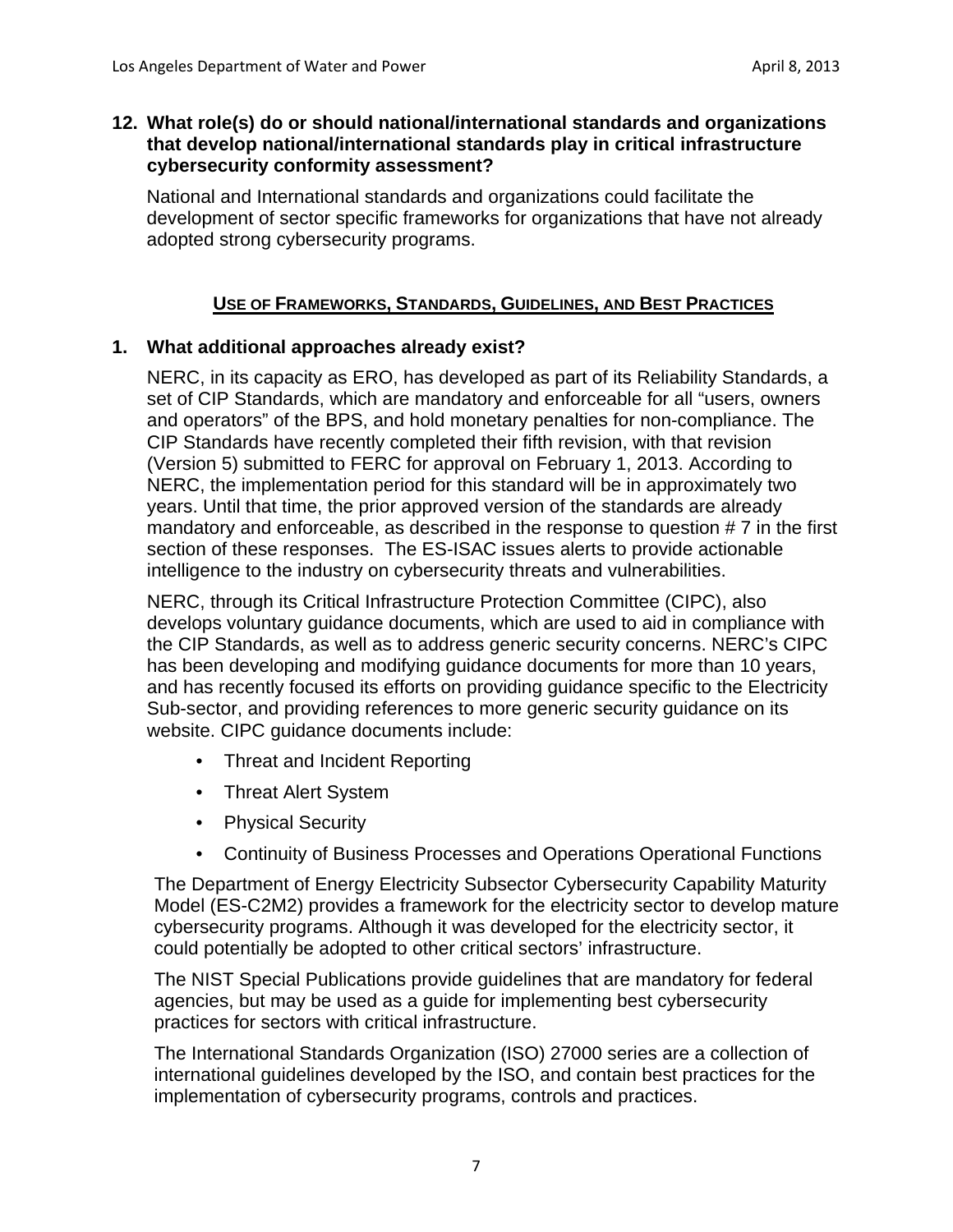**12. What role(s) do or should national/international standards and organizations that develop national/international standards play in critical infrastructure cybersecurity conformity assessment?**

National and International standards and organizations could facilitate the development of sector specific frameworks for organizations that have not already adopted strong cybersecurity programs.

## USE OF FRAMEWORKS, STANDARDS, GUIDELINES, AND BEST PRACTICES

**1. What additional approaches already exist?**

NERC, in its capacity as ERO, has developed as part of its Reliability Standards, a set of CIP Standards, which are mandatory and enforceable for all "users, owners and operators" of the BPS, and hold monetary penalties for non-compliance. The CIP Standards have recently completed their fifth revision, with that revision (Version 5) submitted to FERC for approval on February 1, 2013. According to NERC, the implementation period for this standard will be in approximately two years. Until that time, the prior approved version of the standards are already mandatory and enforceable, as described in the response to question # 7 in the first section of these responses. The ES-ISAC issues alerts to provide actionable intelligence to the industry on cybersecurity threats and vulnerabilities.

NERC, through its Critical Infrastructure Protection Committee (CIPC), also develops voluntary guidance documents, which are used to aid in compliance with the CIP Standards, as well as to address generic security concerns. NERC's CIPC has been developing and modifying guidance documents for more than 10 years, and has recently focused its efforts on providing guidance specific to the Electricity Sub-sector, and providing references to more generic security guidance on its website. CIPC guidance documents include:

- Threat and Incident Reporting
- Threat Alert System
- Physical Security
- Continuity of Business Processes and Operations Operational Functions

The Department of Energy Electricity Subsector Cybersecurity Capability Maturity Model (ES-C2M2) provides a framework for the electricity sector to develop mature cybersecurity programs. Although it was developed for the electricity sector, it could potentially be adopted to other critical sectors' infrastructure.

The NIST Special Publications provide guidelines that are mandatory for federal agencies, but may be used as a guide for implementing best cybersecurity practices for sectors with critical infrastructure.

The International Standards Organization (ISO) 27000 series are a collection of international guidelines developed by the ISO, and contain best practices for the implementation of cybersecurity programs, controls and practices.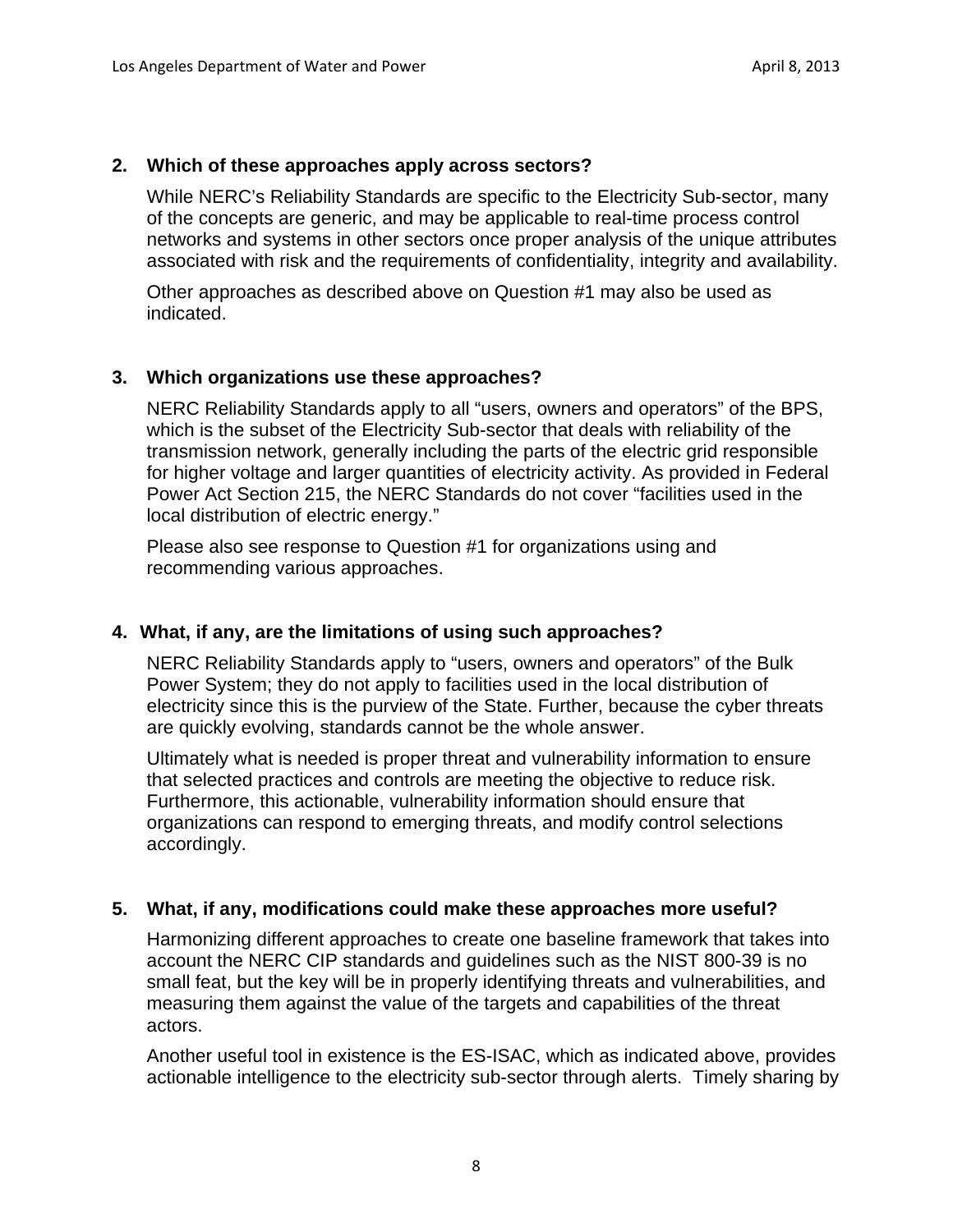**2. Which of these approaches apply across sectors?**

While NERC's Reliability Standards are specific to the Electricity Sub-sector, many of the concepts are generic, and may be applicable to real-time process control networks and systems in other sectors once proper analysis of the unique attributes associated with risk and the requirements of confidentiality, integrity and availability.

Other approaches as described above on Question #1 may also be used as indicated.

**3. Which organizations use these approaches?**

NERC Reliability Standards apply to all "users, owners and operators" of the BPS, which is the subset of the Electricity Sub-sector that deals with reliability of the transmission network, generally including the parts of the electric grid responsible for higher voltage and larger quantities of electricity activity. As provided in Federal Power Act Section 215, the NERC Standards do not cover "facilities used in the local distribution of electric energy."

Please also see response to Question #1 for organizations using and recommending various approaches.

**4. What, if any, are the limitations of using such approaches?**

NERC Reliability Standards apply to "users, owners and operators" of the Bulk Power System; they do not apply to facilities used in the local distribution of electricity since this is the purview of the State. Further, because the cyber threats are quickly evolving, standards cannot be the whole answer.

Ultimately what is needed is proper threat and vulnerability information to ensure that selected practices and controls are meeting the objective to reduce risk. Furthermore, this actionable, vulnerability information should ensure that organizations can respond to emerging threats, and modify control selections accordingly.

**5. What, if any, modifications could make these approaches more useful?**

Harmonizing different approaches to create one baseline framework that takes into account the NERC CIP standards and guidelines such as the NIST 800-39 is no small feat, but the key will be in properly identifying threats and vulnerabilities, and measuring them against the value of the targets and capabilities of the threat actors.

Another useful tool in existence is the ES-ISAC, which as indicated above, provides actionable intelligence to the electricity sub-sector through alerts. Timely sharing by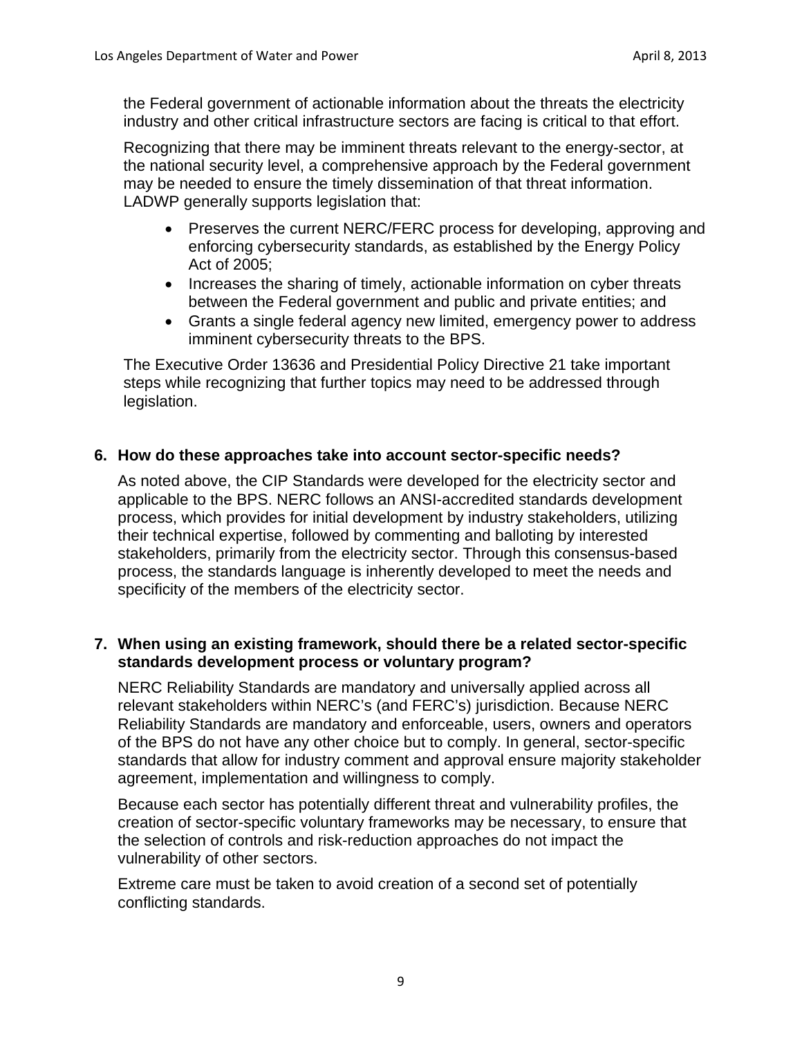the Federal government of actionable information about the threats the electricity industry and other critical infrastructure sectors are facing is critical to that effort.

Recognizing that there may be imminent threats relevant to the energy-sector, at the national security level, a comprehensive approach by the Federal government may be needed to ensure the timely dissemination of that threat information. LADWP generally supports legislation that:

- Preserves the current NERC/FERC process for developing, approving and enforcing cybersecurity standards, as established by the Energy Policy Act of 2005;
- Increases the sharing of timely, actionable information on cyber threats between the Federal government and public and private entities; and
- Grants a single federal agency new limited, emergency power to address imminent cybersecurity threats to the BPS.

The Executive Order 13636 and Presidential Policy Directive 21 take important steps while recognizing that further topics may need to be addressed through legislation.

**6. How do these approaches take into account sector-specific needs?**

As noted above, the CIP Standards were developed for the electricity sector and applicable to the BPS. NERC follows an ANSI-accredited standards development process, which provides for initial development by industry stakeholders, utilizing their technical expertise, followed by commenting and balloting by interested stakeholders, primarily from the electricity sector. Through this consensus-based process, the standards language is inherently developed to meet the needs and specificity of the members of the electricity sector.

**7. When using an existing framework, should there be a related sector-specific standards development process or voluntary program?**

NERC Reliability Standards are mandatory and universally applied across all relevant stakeholders within NERC's (and FERC's) jurisdiction. Because NERC Reliability Standards are mandatory and enforceable, users, owners and operators of the BPS do not have any other choice but to comply. In general, sector-specific standards that allow for industry comment and approval ensure majority stakeholder agreement, implementation and willingness to comply.

Because each sector has potentially different threat and vulnerability profiles, the creation of sector-specific voluntary frameworks may be necessary, to ensure that the selection of controls and risk-reduction approaches do not impact the vulnerability of other sectors.

Extreme care must be taken to avoid creation of a second set of potentially conflicting standards.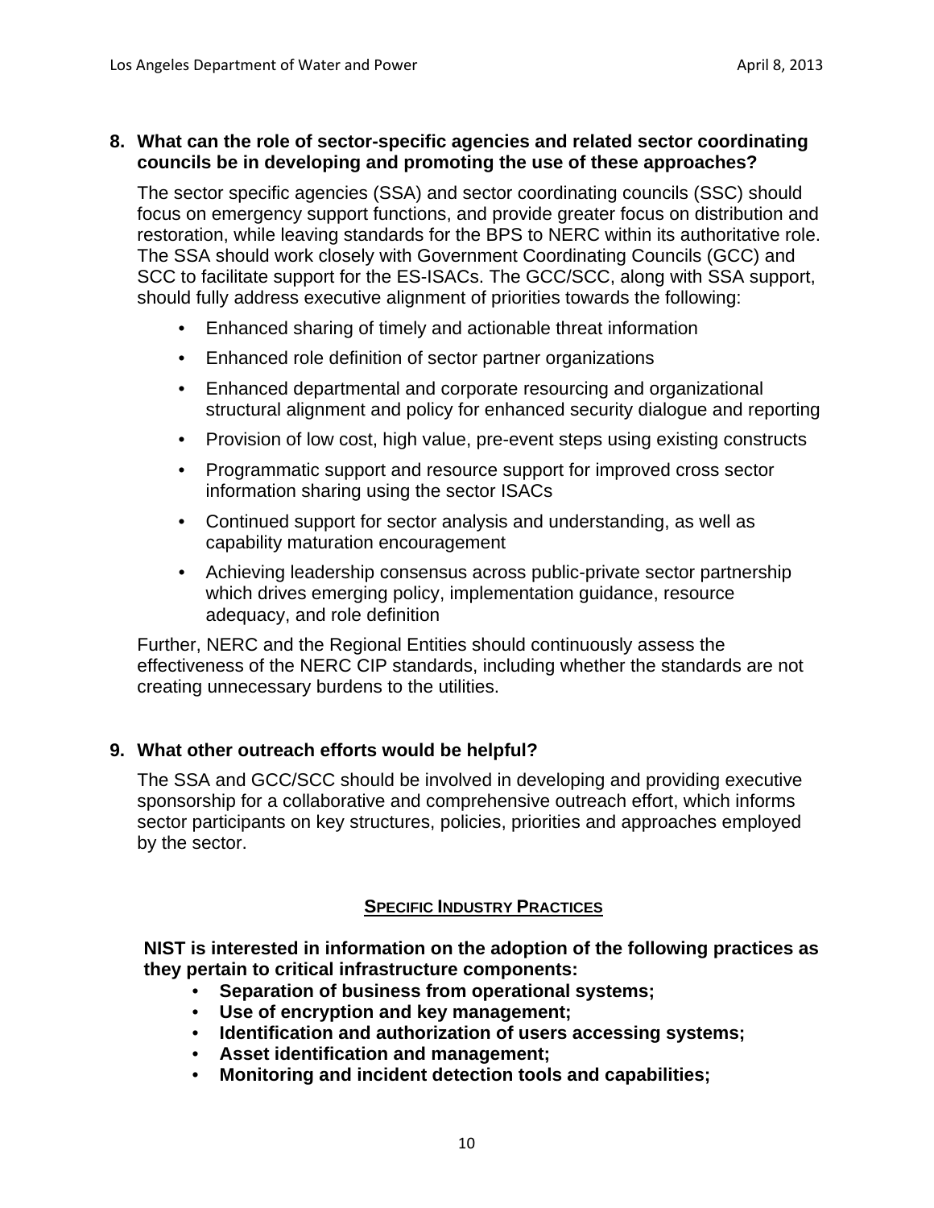**8. What can the role of sector-specific agencies and related sector coordinating councils be in developing and promoting the use of these approaches?**

The sector specific agencies (SSA) and sector coordinating councils (SSC) should focus on emergency support functions, and provide greater focus on distribution and restoration, while leaving standards for the BPS to NERC within its authoritative role. The SSA should work closely with Government Coordinating Councils (GCC) and SCC to facilitate support for the ES-ISACs. The GCC/SCC, along with SSA support, should fully address executive alignment of priorities towards the following:

- Enhanced sharing of timely and actionable threat information
- Enhanced role definition of sector partner organizations
- Enhanced departmental and corporate resourcing and organizational structural alignment and policy for enhanced security dialogue and reporting
- Provision of low cost, high value, pre-event steps using existing constructs
- Programmatic support and resource support for improved cross sector information sharing using the sector ISACs
- Continued support for sector analysis and understanding, as well as capability maturation encouragement
- Achieving leadership consensus across public-private sector partnership which drives emerging policy, implementation guidance, resource adequacy, and role definition

Further, NERC and the Regional Entities should continuously assess the effectiveness of the NERC CIP standards, including whether the standards are not creating unnecessary burdens to the utilities.

**9. What other outreach efforts would be helpful?**

The SSA and GCC/SCC should be involved in developing and providing executive sponsorship for a collaborative and comprehensive outreach effort, which informs sector participants on key structures, policies, priorities and approaches employed by the sector.

## SPECIFIC INDUSTRY PRACTICES

**NIST is interested in information on the adoption of the following practices as they pertain to critical infrastructure components:**

- **Separation of business from operational systems;**
- **Use of encryption and key management;**
- **Identification and authorization of users accessing systems;**
- **Asset identification and management;**
- **Monitoring and incident detection tools and capabilities;**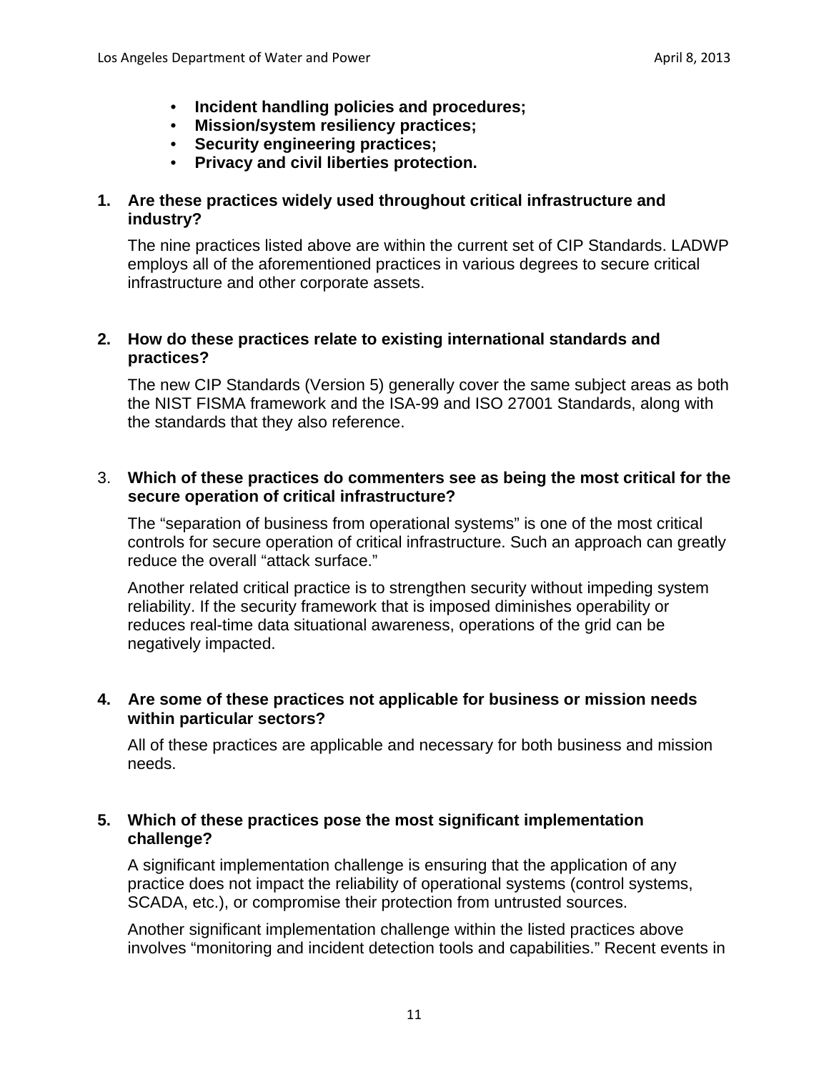- **Incident handling policies and procedures;**
- **Mission/system resiliency practices;**
- **Security engineering practices;**
- **Privacy and civil liberties protection.**

**1. Are these practices widely used throughout critical infrastructure and industry?**

The nine practices listed above are within the current set of CIP Standards. LADWP employs all of the aforementioned practices in various degrees to secure critical infrastructure and other corporate assets.

**2. How do these practices relate to existing international standards and practices?**

The new CIP Standards (Version 5) generally cover the same subject areas as both the NIST FISMA framework and the ISA-99 and ISO 27001 Standards, along with the standards that they also reference.

3. **Which of these practices do commenters see as being the most critical for the secure operation of critical infrastructure?**

The "separation of business from operational systems" is one of the most critical controls for secure operation of critical infrastructure. Such an approach can greatly reduce the overall "attack surface."

Another related critical practice is to strengthen security without impeding system reliability. If the security framework that is imposed diminishes operability or reduces real-time data situational awareness, operations of the grid can be negatively impacted.

**4. Are some of these practices not applicable for business or mission needs within particular sectors?**

All of these practices are applicable and necessary for both business and mission needs.

**5. Which of these practices pose the most significant implementation challenge?**

A significant implementation challenge is ensuring that the application of any practice does not impact the reliability of operational systems (control systems, SCADA, etc.), or compromise their protection from untrusted sources.

Another significant implementation challenge within the listed practices above involves "monitoring and incident detection tools and capabilities." Recent events in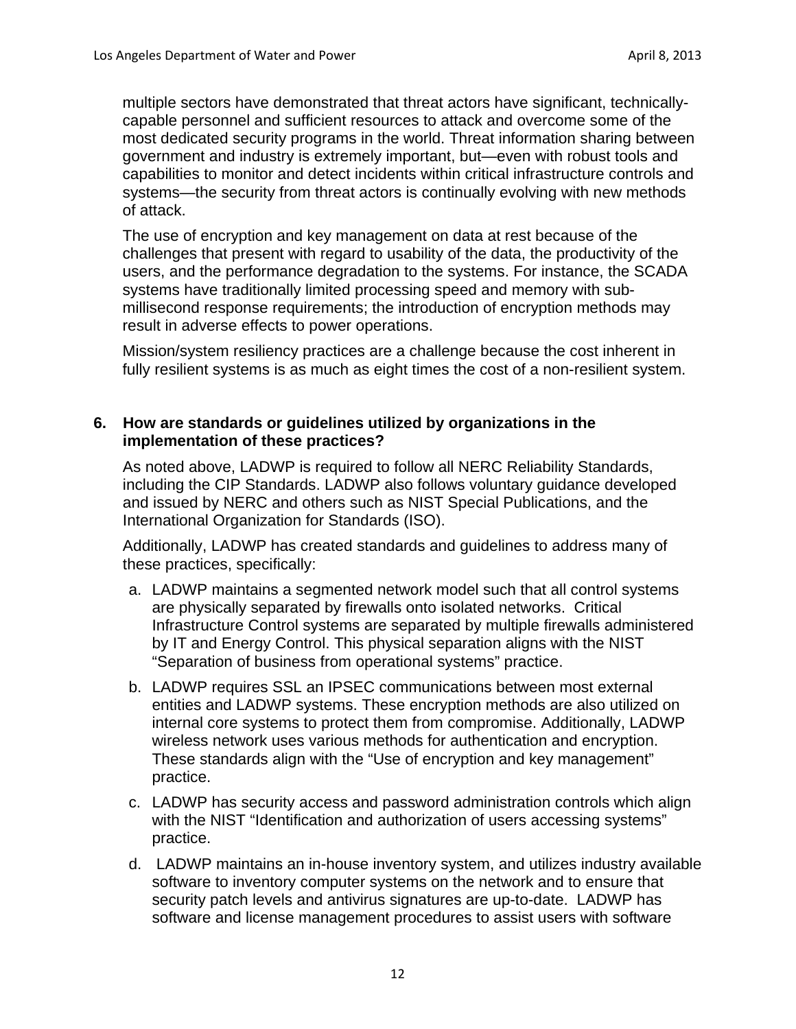multiple sectors have demonstrated that threat actors have significant, technically-capable personnel and sufficient resources to attack and overcome some of the most dedicated security programs in the world. Threat information sharing between government and industry is extremely important, but—even with robust tools and capabilities to monitor and detect incidents within critical infrastructure controls and systems—the security from threat actors is continually evolving with new methods of attack.

The use of encryption and key management on data at rest because of the challenges that present with regard to usability of the data, the productivity of the users, and the performance degradation to the systems. For instance, the SCADA systems have traditionally limited processing speed and memory with sub-millisecond response requirements; the introduction of encryption methods may result in adverse effects to power operations.

Mission/system resiliency practices are a challenge because the cost inherent in fully resilient systems is as much as eight times the cost of a non-resilient system.

**6. How are standards or guidelines utilized by organizations in the implementation of these practices?**

As noted above, LADWP is required to follow all NERC Reliability Standards, including the CIP Standards. LADWP also follows voluntary guidance developed and issued by NERC and others such as NIST Special Publications, and the International Organization for Standards (ISO).

Additionally, LADWP has created standards and guidelines to address many of these practices, specifically:

a. LADWP maintains a segmented network model such that all control systems are physically separated by firewalls onto isolated networks. Critical Infrastructure Control systems are separated by multiple firewalls administered by IT and Energy Control. This physical separation aligns with the NIST "Separation of business from operational systems" practice.

b. LADWP requires SSL an IPSEC communications between most external entities and LADWP systems. These encryption methods are also utilized on internal core systems to protect them from compromise. Additionally, LADWP wireless network uses various methods for authentication and encryption. These standards align with the "Use of encryption and key management" practice.

c. LADWP has security access and password administration controls which align with the NIST "Identification and authorization of users accessing systems" practice.

d. LADWP maintains an in-house inventory system, and utilizes industry available software to inventory computer systems on the network and to ensure that security patch levels and antivirus signatures are up-to-date. LADWP has software and license management procedures to assist users with software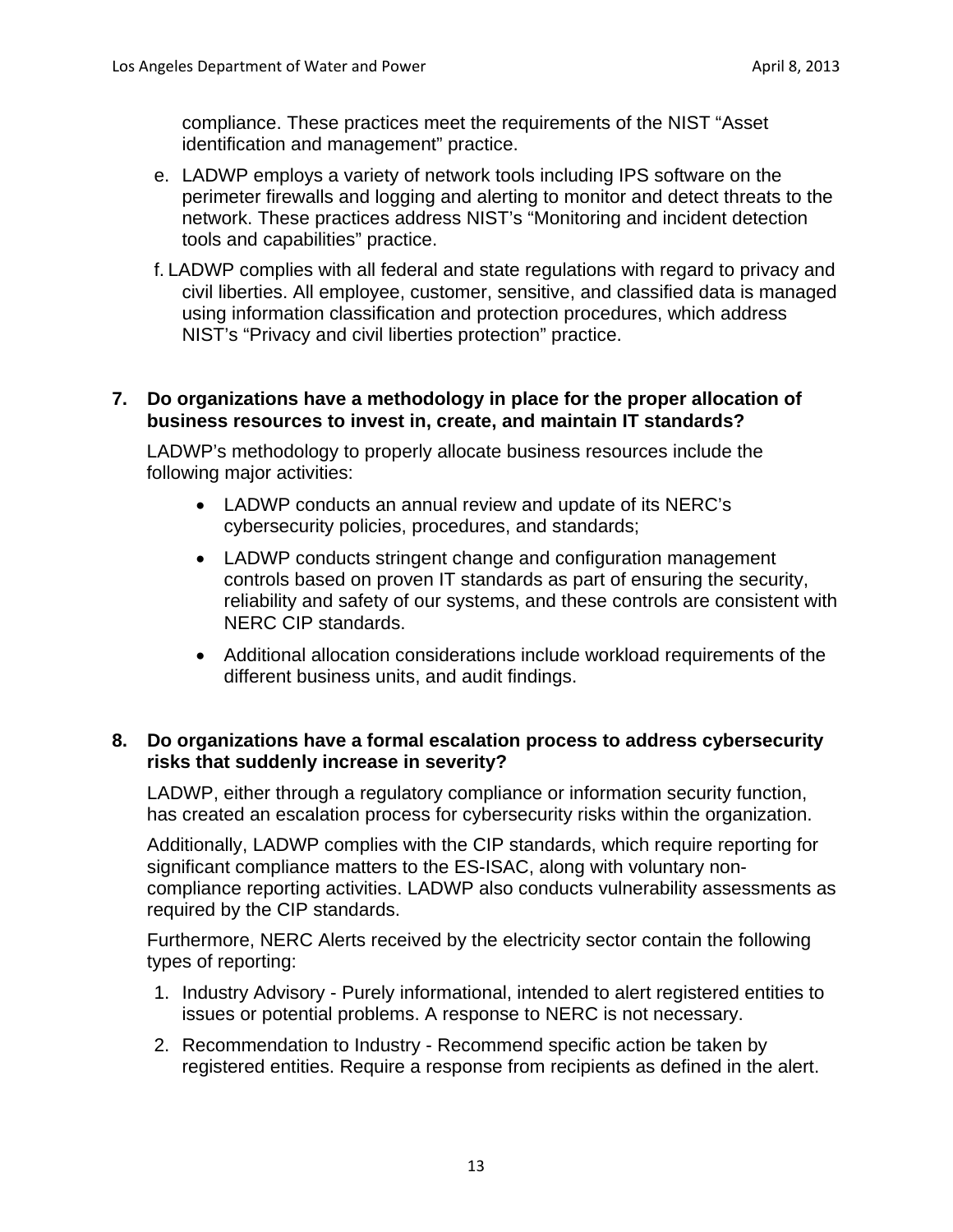compliance. These practices meet the requirements of the NIST “Asset identification and management” practice.

e. LADWP employs a variety of network tools including IPS software on the perimeter firewalls and logging and alerting to monitor and detect threats to the network. These practices address NIST’s “Monitoring and incident detection tools and capabilities” practice.

f. LADWP complies with all federal and state regulations with regard to privacy and civil liberties. All employee, customer, sensitive, and classified data is managed using information classification and protection procedures, which address NIST’s “Privacy and civil liberties protection” practice.

**7. Do organizations have a methodology in place for the proper allocation of business resources to invest in, create, and maintain IT standards?**

LADWP’s methodology to properly allocate business resources include the following major activities:

- LADWP conducts an annual review and update of its NERC’s cybersecurity policies, procedures, and standards;
- LADWP conducts stringent change and configuration management controls based on proven IT standards as part of ensuring the security, reliability and safety of our systems, and these controls are consistent with NERC CIP standards.
- Additional allocation considerations include workload requirements of the different business units, and audit findings.

**8. Do organizations have a formal escalation process to address cybersecurity risks that suddenly increase in severity?**

LADWP, either through a regulatory compliance or information security function, has created an escalation process for cybersecurity risks within the organization.

Additionally, LADWP complies with the CIP standards, which require reporting for significant compliance matters to the ES-ISAC, along with voluntary non-compliance reporting activities. LADWP also conducts vulnerability assessments as required by the CIP standards.

Furthermore, NERC Alerts received by the electricity sector contain the following types of reporting:

1. Industry Advisory - Purely informational, intended to alert registered entities to issues or potential problems. A response to NERC is not necessary.
2. Recommendation to Industry - Recommend specific action be taken by registered entities. Require a response from recipients as defined in the alert.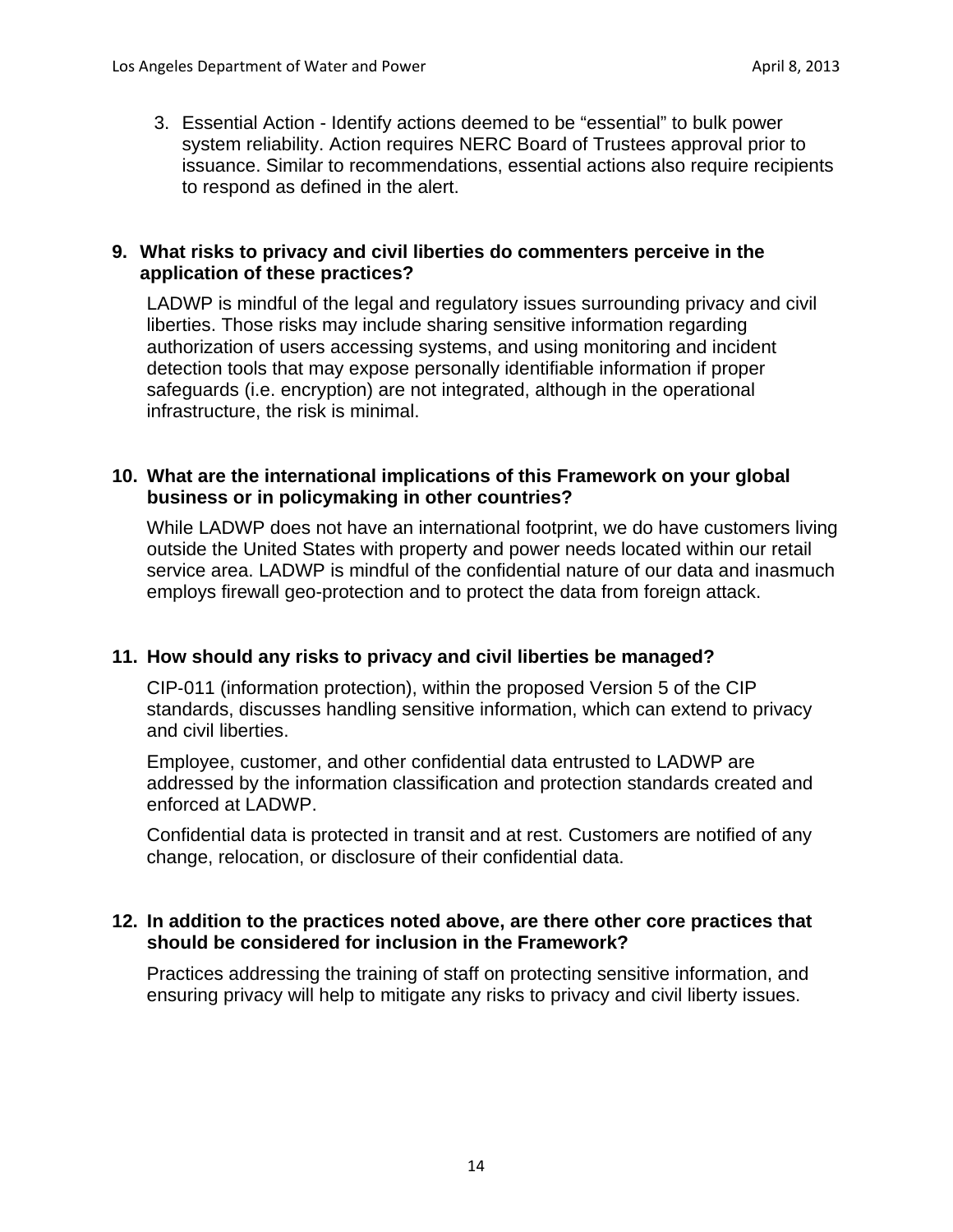3. Essential Action - Identify actions deemed to be "essential" to bulk power system reliability. Action requires NERC Board of Trustees approval prior to issuance. Similar to recommendations, essential actions also require recipients to respond as defined in the alert.

**9. What risks to privacy and civil liberties do commenters perceive in the application of these practices?**

LADWP is mindful of the legal and regulatory issues surrounding privacy and civil liberties. Those risks may include sharing sensitive information regarding authorization of users accessing systems, and using monitoring and incident detection tools that may expose personally identifiable information if proper safeguards (i.e. encryption) are not integrated, although in the operational infrastructure, the risk is minimal.

**10. What are the international implications of this Framework on your global business or in policymaking in other countries?**

While LADWP does not have an international footprint, we do have customers living outside the United States with property and power needs located within our retail service area. LADWP is mindful of the confidential nature of our data and inasmuch employs firewall geo-protection and to protect the data from foreign attack.

**11. How should any risks to privacy and civil liberties be managed?**

CIP-011 (information protection), within the proposed Version 5 of the CIP standards, discusses handling sensitive information, which can extend to privacy and civil liberties.

Employee, customer, and other confidential data entrusted to LADWP are addressed by the information classification and protection standards created and enforced at LADWP.

Confidential data is protected in transit and at rest. Customers are notified of any change, relocation, or disclosure of their confidential data.

**12. In addition to the practices noted above, are there other core practices that should be considered for inclusion in the Framework?**

Practices addressing the training of staff on protecting sensitive information, and ensuring privacy will help to mitigate any risks to privacy and civil liberty issues.